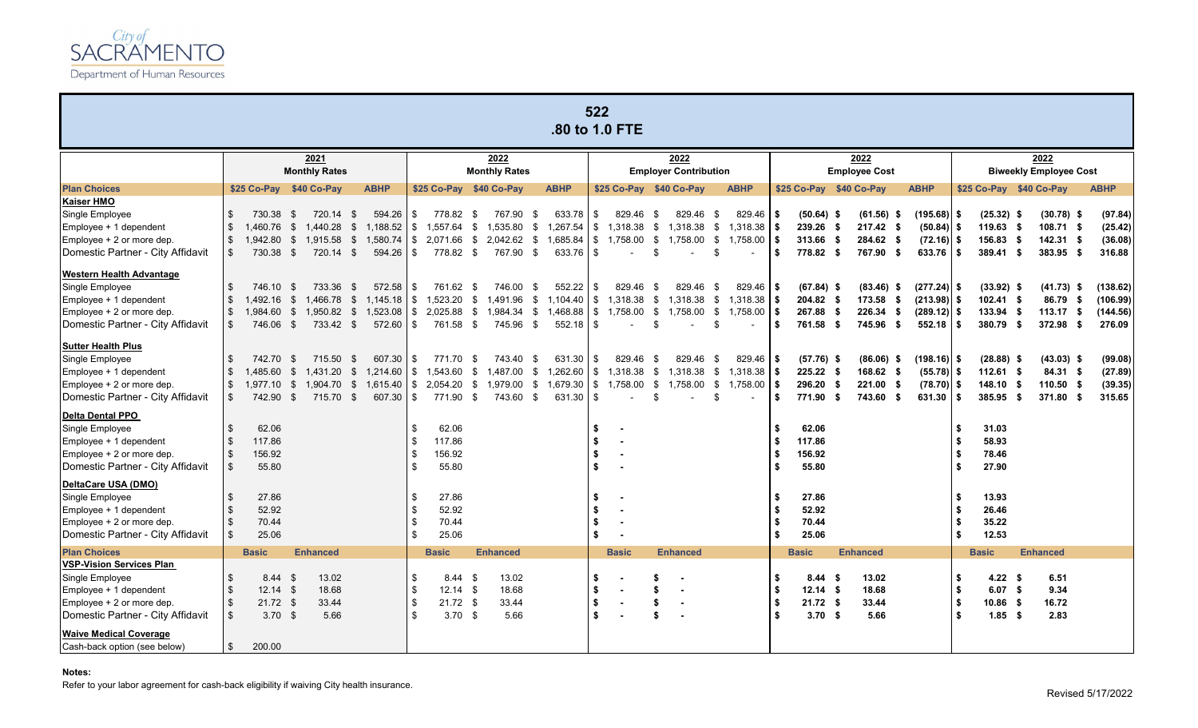City of SACRAMENTO
Department of Human Resources

# 522
## .80 to 1.0 FTE

| | 2021 Monthly Rates | | | 2022 Monthly Rates | | | 2022 Employer Contribution | | | 2022 Employee Cost | | | 2022 Biweekly Employee Cost | | |
|---|---|---|---|---|---|---|---|---|---|---|---|---|---|---|---|
| **Plan Choices** | **$25 Co-Pay** | **$40 Co-Pay** | **ABHP** | **$25 Co-Pay** | **$40 Co-Pay** | **ABHP** | **$25 Co-Pay** | **$40 Co-Pay** | **ABHP** | **$25 Co-Pay** | **$40 Co-Pay** | **ABHP** | **$25 Co-Pay** | **$40 Co-Pay** | **ABHP** |
| **Kaiser HMO** | | | | | | | | | | | | | | | |
| Single Employee | $ 730.38 | $ 720.14 | $ 594.26 | $ 778.82 | $ 767.90 | $ 633.78 | $ 829.46 | $ 829.46 | $ 829.46 | $ (50.64) | $ (61.56) | $ (195.68) | $ (25.32) | $ (30.78) | $ (97.84) |
| Employee + 1 dependent | $ 1,460.76 | $ 1,440.28 | $ 1,188.52 | $ 1,557.64 | $ 1,535.80 | $ 1,267.54 | $ 1,318.38 | $ 1,318.38 | $ 1,318.38 | $ 239.26 | $ 217.42 | $ (50.84) | $ 119.63 | $ 108.71 | $ (25.42) |
| Employee + 2 or more dep. | $ 1,942.80 | $ 1,915.58 | $ 1,580.74 | $ 2,071.66 | $ 2,042.62 | $ 1,685.84 | $ 1,758.00 | $ 1,758.00 | $ 1,758.00 | $ 313.66 | $ 284.62 | $ (72.16) | $ 156.83 | $ 142.31 | $ (36.08) |
| Domestic Partner - City Affidavit | $ 730.38 | $ 720.14 | $ 594.26 | $ 778.82 | $ 767.90 | $ 633.76 | $ - | $ - | $ - | $ 778.82 | $ 767.90 | $ 633.76 | $ 389.41 | $ 383.95 | $ 316.88 |
| **Western Health Advantage** | | | | | | | | | | | | | | | |
| Single Employee | $ 746.10 | $ 733.36 | $ 572.58 | $ 761.62 | $ 746.00 | $ 552.22 | $ 829.46 | $ 829.46 | $ 829.46 | $ (67.84) | $ (83.46) | $ (277.24) | $ (33.92) | $ (41.73) | $ (138.62) |
| Employee + 1 dependent | $ 1,492.16 | $ 1,466.78 | $ 1,145.18 | $ 1,523.20 | $ 1,491.96 | $ 1,104.40 | $ 1,318.38 | $ 1,318.38 | $ 1,318.38 | $ 204.82 | $ 173.58 | $ (213.98) | $ 102.41 | $ 86.79 | $ (106.99) |
| Employee + 2 or more dep. | $ 1,984.60 | $ 1,950.82 | $ 1,523.08 | $ 2,025.88 | $ 1,984.34 | $ 1,468.88 | $ 1,758.00 | $ 1,758.00 | $ 1,758.00 | $ 267.88 | $ 226.34 | $ (289.12) | $ 133.94 | $ 113.17 | $ (144.56) |
| Domestic Partner - City Affidavit | $ 746.06 | $ 733.42 | $ 572.60 | $ 761.58 | $ 745.96 | $ 552.18 | $ - | $ - | $ - | $ 761.58 | $ 745.96 | $ 552.18 | $ 380.79 | $ 372.98 | $ 276.09 |
| **Sutter Health Plus** | | | | | | | | | | | | | | | |
| Single Employee | $ 742.70 | $ 715.50 | $ 607.30 | $ 771.70 | $ 743.40 | $ 631.30 | $ 829.46 | $ 829.46 | $ 829.46 | $ (57.76) | $ (86.06) | $ (198.16) | $ (28.88) | $ (43.03) | $ (99.08) |
| Employee + 1 dependent | $ 1,485.60 | $ 1,431.20 | $ 1,214.60 | $ 1,543.60 | $ 1,487.00 | $ 1,262.60 | $ 1,318.38 | $ 1,318.38 | $ 1,318.38 | $ 225.22 | $ 168.62 | $ (55.78) | $ 112.61 | $ 84.31 | $ (27.89) |
| Employee + 2 or more dep. | $ 1,977.10 | $ 1,904.70 | $ 1,615.40 | $ 2,054.20 | $ 1,979.00 | $ 1,679.30 | $ 1,758.00 | $ 1,758.00 | $ 1,758.00 | $ 296.20 | $ 221.00 | $ (78.70) | $ 148.10 | $ 110.50 | $ (39.35) |
| Domestic Partner - City Affidavit | $ 742.90 | $ 715.70 | $ 607.30 | $ 771.90 | $ 743.60 | $ 631.30 | $ - | $ - | $ - | $ 771.90 | $ 743.60 | $ 631.30 | $ 385.95 | $ 371.80 | $ 315.65 |
| **Delta Dental PPO** | | | | | | | | | | | | | | | |
| Single Employee | $ 62.06 | | | $ 62.06 | | | $ - | | | $ 62.06 | | | $ 31.03 | | |
| Employee + 1 dependent | $ 117.86 | | | $ 117.86 | | | $ - | | | $ 117.86 | | | $ 58.93 | | |
| Employee + 2 or more dep. | $ 156.92 | | | $ 156.92 | | | $ - | | | $ 156.92 | | | $ 78.46 | | |
| Domestic Partner - City Affidavit | $ 55.80 | | | $ 55.80 | | | $ - | | | $ 55.80 | | | $ 27.90 | | |
| **DeltaCare USA (DMO)** | | | | | | | | | | | | | | | |
| Single Employee | $ 27.86 | | | $ 27.86 | | | $ - | | | $ 27.86 | | | $ 13.93 | | |
| Employee + 1 dependent | $ 52.92 | | | $ 52.92 | | | $ - | | | $ 52.92 | | | $ 26.46 | | |
| Employee + 2 or more dep. | $ 70.44 | | | $ 70.44 | | | $ - | | | $ 70.44 | | | $ 35.22 | | |
| Domestic Partner - City Affidavit | $ 25.06 | | | $ 25.06 | | | $ - | | | $ 25.06 | | | $ 12.53 | | |
| **Plan Choices** | **Basic** | **Enhanced** | | **Basic** | **Enhanced** | | **Basic** | **Enhanced** | | **Basic** | **Enhanced** | | **Basic** | **Enhanced** | |
| **VSP-Vision Services Plan** | | | | | | | | | | | | | | | |
| Single Employee | $ 8.44 | $ 13.02 | | $ 8.44 | $ 13.02 | | $ - | $ - | | $ 8.44 | $ 13.02 | | $ 4.22 | $ 6.51 | |
| Employee + 1 dependent | $ 12.14 | $ 18.68 | | $ 12.14 | $ 18.68 | | $ - | $ - | | $ 12.14 | $ 18.68 | | $ 6.07 | $ 9.34 | |
| Employee + 2 or more dep. | $ 21.72 | $ 33.44 | | $ 21.72 | $ 33.44 | | $ - | $ - | | $ 21.72 | $ 33.44 | | $ 10.86 | $ 16.72 | |
| Domestic Partner - City Affidavit | $ 3.70 | $ 5.66 | | $ 3.70 | $ 5.66 | | $ - | $ - | | $ 3.70 | $ 5.66 | | $ 1.85 | $ 2.83 | |
| **Waive Medical Coverage** | | | | | | | | | | | | | | | |
| Cash-back option (see below) | $ 200.00 | | | | | | | | | | | | | | |

**Notes:**

Refer to your labor agreement for cash-back eligibility if waiving City health insurance.

Revised 5/17/2022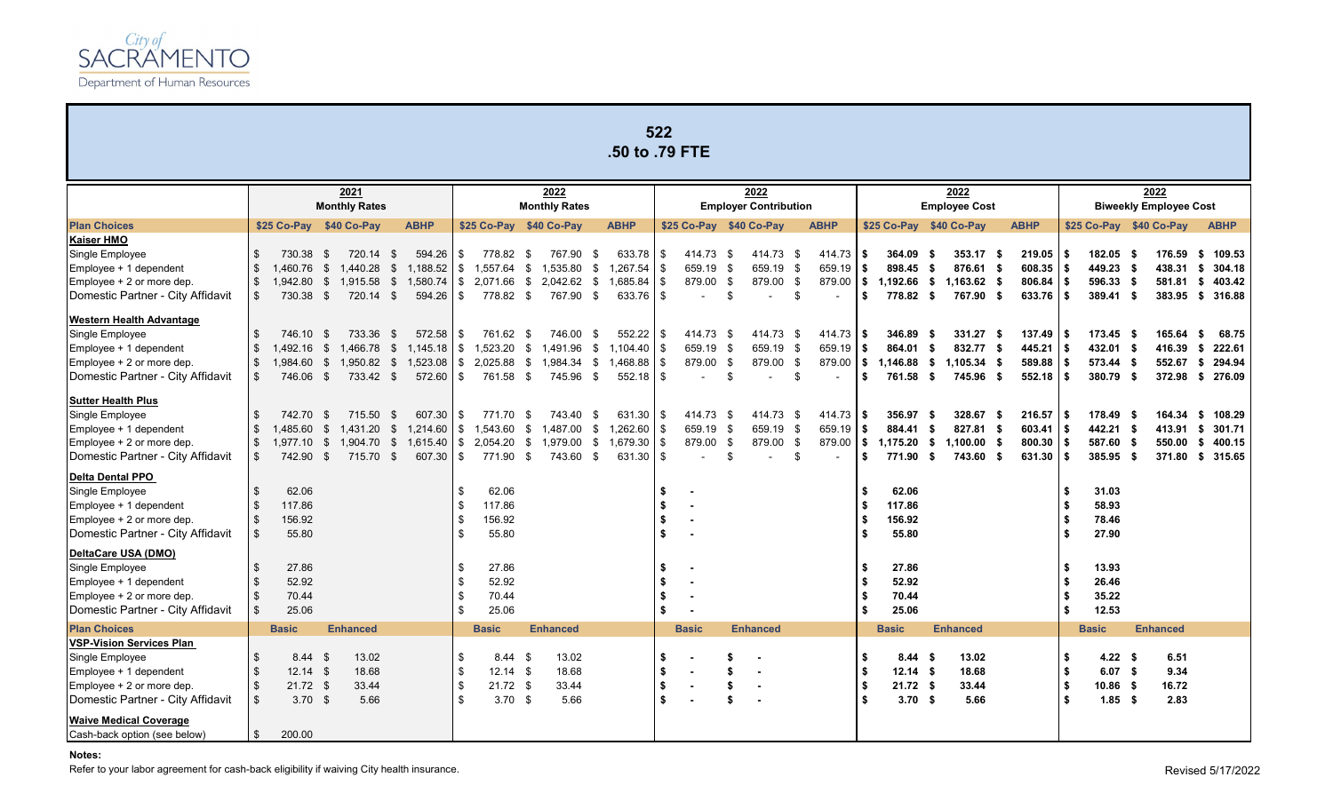City of SACRAMENTO
Department of Human Resources

# 522
## .50 to .79 FTE

| | 2021 Monthly Rates | | | 2022 Monthly Rates | | | 2022 Employer Contribution | | | 2022 Employee Cost | | | 2022 Biweekly Employee Cost | | |
|---|---|---|---|---|---|---|---|---|---|---|---|---|---|---|---|
| **Plan Choices** | **$25 Co-Pay** | **$40 Co-Pay** | **ABHP** | **$25 Co-Pay** | **$40 Co-Pay** | **ABHP** | **$25 Co-Pay** | **$40 Co-Pay** | **ABHP** | **$25 Co-Pay** | **$40 Co-Pay** | **ABHP** | **$25 Co-Pay** | **$40 Co-Pay** | **ABHP** |
| **Kaiser HMO** | | | | | | | | | | | | | | | |
| Single Employee | $ 730.38 | $ 720.14 | $ 594.26 | $ 778.82 | $ 767.90 | $ 633.78 | $ 414.73 | $ 414.73 | $ 414.73 | **$ 364.09** | **$ 353.17** | **$ 219.05** | **$ 182.05** | **$ 176.59** | **$ 109.53** |
| Employee + 1 dependent | $ 1,460.76 | $ 1,440.28 | $ 1,188.52 | $ 1,557.64 | $ 1,535.80 | $ 1,267.54 | $ 659.19 | $ 659.19 | $ 659.19 | **$ 898.45** | **$ 876.61** | **$ 608.35** | **$ 449.23** | **$ 438.31** | **$ 304.18** |
| Employee + 2 or more dep. | $ 1,942.80 | $ 1,915.58 | $ 1,580.74 | $ 2,071.66 | $ 2,042.62 | $ 1,685.84 | $ 879.00 | $ 879.00 | $ 879.00 | **$ 1,192.66** | **$ 1,163.62** | **$ 806.84** | **$ 596.33** | **$ 581.81** | **$ 403.42** |
| Domestic Partner - City Affidavit | $ 730.38 | $ 720.14 | $ 594.26 | $ 778.82 | $ 767.90 | $ 633.76 | $ - | $ - | $ - | **$ 778.82** | **$ 767.90** | **$ 633.76** | **$ 389.41** | **$ 383.95** | **$ 316.88** |
| **Western Health Advantage** | | | | | | | | | | | | | | | |
| Single Employee | $ 746.10 | $ 733.36 | $ 572.58 | $ 761.62 | $ 746.00 | $ 552.22 | $ 414.73 | $ 414.73 | $ 414.73 | **$ 346.89** | **$ 331.27** | **$ 137.49** | **$ 173.45** | **$ 165.64** | **$ 68.75** |
| Employee + 1 dependent | $ 1,492.16 | $ 1,466.78 | $ 1,145.18 | $ 1,523.20 | $ 1,491.96 | $ 1,104.40 | $ 659.19 | $ 659.19 | $ 659.19 | **$ 864.01** | **$ 832.77** | **$ 445.21** | **$ 432.01** | **$ 416.39** | **$ 222.61** |
| Employee + 2 or more dep. | $ 1,984.60 | $ 1,950.82 | $ 1,523.08 | $ 2,025.88 | $ 1,984.34 | $ 1,468.88 | $ 879.00 | $ 879.00 | $ 879.00 | **$ 1,146.88** | **$ 1,105.34** | **$ 589.88** | **$ 573.44** | **$ 552.67** | **$ 294.94** |
| Domestic Partner - City Affidavit | $ 746.06 | $ 733.42 | $ 572.60 | $ 761.58 | $ 745.96 | $ 552.18 | $ - | $ - | $ - | **$ 761.58** | **$ 745.96** | **$ 552.18** | **$ 380.79** | **$ 372.98** | **$ 276.09** |
| **Sutter Health Plus** | | | | | | | | | | | | | | | |
| Single Employee | $ 742.70 | $ 715.50 | $ 607.30 | $ 771.70 | $ 743.40 | $ 631.30 | $ 414.73 | $ 414.73 | $ 414.73 | **$ 356.97** | **$ 328.67** | **$ 216.57** | **$ 178.49** | **$ 164.34** | **$ 108.29** |
| Employee + 1 dependent | $ 1,485.60 | $ 1,431.20 | $ 1,214.60 | $ 1,543.60 | $ 1,487.00 | $ 1,262.60 | $ 659.19 | $ 659.19 | $ 659.19 | **$ 884.41** | **$ 827.81** | **$ 603.41** | **$ 442.21** | **$ 413.91** | **$ 301.71** |
| Employee + 2 or more dep. | $ 1,977.10 | $ 1,904.70 | $ 1,615.40 | $ 2,054.20 | $ 1,979.00 | $ 1,679.30 | $ 879.00 | $ 879.00 | $ 879.00 | **$ 1,175.20** | **$ 1,100.00** | **$ 800.30** | **$ 587.60** | **$ 550.00** | **$ 400.15** |
| Domestic Partner - City Affidavit | $ 742.90 | $ 715.70 | $ 607.30 | $ 771.90 | $ 743.60 | $ 631.30 | $ - | $ - | $ - | **$ 771.90** | **$ 743.60** | **$ 631.30** | **$ 385.95** | **$ 371.80** | **$ 315.65** |
| **Delta Dental PPO** | | | | | | | | | | | | | | | |
| Single Employee | $ 62.06 | | | $ 62.06 | | | **$ -** | | | **$ 62.06** | | | **$ 31.03** | | |
| Employee + 1 dependent | $ 117.86 | | | $ 117.86 | | | **$ -** | | | **$ 117.86** | | | **$ 58.93** | | |
| Employee + 2 or more dep. | $ 156.92 | | | $ 156.92 | | | **$ -** | | | **$ 156.92** | | | **$ 78.46** | | |
| Domestic Partner - City Affidavit | $ 55.80 | | | $ 55.80 | | | **$ -** | | | **$ 55.80** | | | **$ 27.90** | | |
| **DeltaCare USA (DMO)** | | | | | | | | | | | | | | | |
| Single Employee | $ 27.86 | | | $ 27.86 | | | **$ -** | | | **$ 27.86** | | | **$ 13.93** | | |
| Employee + 1 dependent | $ 52.92 | | | $ 52.92 | | | **$ -** | | | **$ 52.92** | | | **$ 26.46** | | |
| Employee + 2 or more dep. | $ 70.44 | | | $ 70.44 | | | **$ -** | | | **$ 70.44** | | | **$ 35.22** | | |
| Domestic Partner - City Affidavit | $ 25.06 | | | $ 25.06 | | | **$ -** | | | **$ 25.06** | | | **$ 12.53** | | |
| **Plan Choices** | **Basic** | **Enhanced** | | **Basic** | **Enhanced** | | **Basic** | **Enhanced** | | **Basic** | **Enhanced** | | **Basic** | **Enhanced** | |
| **VSP-Vision Services Plan** | | | | | | | | | | | | | | | |
| Single Employee | $ 8.44 | $ 13.02 | | $ 8.44 | $ 13.02 | | **$ -** | **$ -** | | **$ 8.44** | **$ 13.02** | | **$ 4.22** | **$ 6.51** | |
| Employee + 1 dependent | $ 12.14 | $ 18.68 | | $ 12.14 | $ 18.68 | | **$ -** | **$ -** | | **$ 12.14** | **$ 18.68** | | **$ 6.07** | **$ 9.34** | |
| Employee + 2 or more dep. | $ 21.72 | $ 33.44 | | $ 21.72 | $ 33.44 | | **$ -** | **$ -** | | **$ 21.72** | **$ 33.44** | | **$ 10.86** | **$ 16.72** | |
| Domestic Partner - City Affidavit | $ 3.70 | $ 5.66 | | $ 3.70 | $ 5.66 | | **$ -** | **$ -** | | **$ 3.70** | **$ 5.66** | | **$ 1.85** | **$ 2.83** | |
| **Waive Medical Coverage** | | | | | | | | | | | | | | | |
| Cash-back option (see below) | $ 200.00 | | | | | | | | | | | | | | |

**Notes:**

Refer to your labor agreement for cash-back eligibility if waiving City health insurance.

Revised 5/17/2022